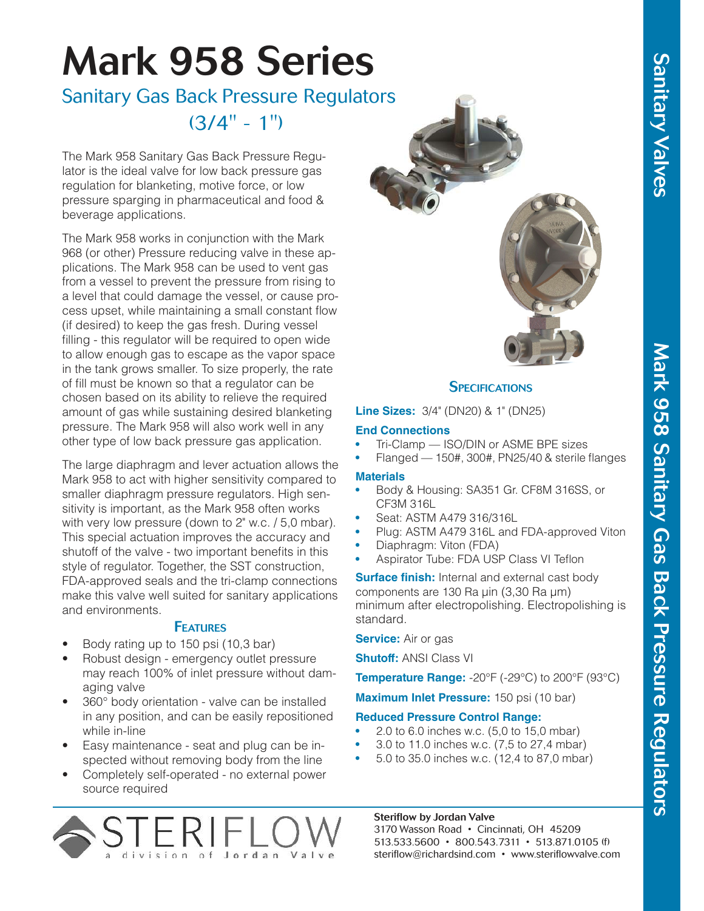# Mark 958 Series

## Sanitary Gas Back Pressure Regulators (3/4" - 1")

The Mark 958 Sanitary Gas Back Pressure Regulator is the ideal valve for low back pressure gas regulation for blanketing, motive force, or low pressure sparging in pharmaceutical and food & beverage applications.

The Mark 958 works in conjunction with the Mark 968 (or other) Pressure reducing valve in these applications. The Mark 958 can be used to vent gas from a vessel to prevent the pressure from rising to a level that could damage the vessel, or cause process upset, while maintaining a small constant flow (if desired) to keep the gas fresh. During vessel filling - this regulator will be required to open wide to allow enough gas to escape as the vapor space in the tank grows smaller. To size properly, the rate of fill must be known so that a regulator can be chosen based on its ability to relieve the required amount of gas while sustaining desired blanketing pressure. The Mark 958 will also work well in any other type of low back pressure gas application.

The large diaphragm and lever actuation allows the Mark 958 to act with higher sensitivity compared to smaller diaphragm pressure regulators. High sensitivity is important, as the Mark 958 often works with very low pressure (down to 2" w.c. / 5,0 mbar). This special actuation improves the accuracy and shutoff of the valve - two important benefits in this style of regulator. Together, the SST construction, FDA-approved seals and the tri-clamp connections make this valve well suited for sanitary applications and environments.

### Features

- Body rating up to 150 psi (10,3 bar)
- Robust design - emergency outlet pressure may reach 100% of inlet pressure without damaging valve
- 360° body orientation - valve can be installed in any position, and can be easily repositioned while in-line
- Easy maintenance - seat and plug can be inspected without removing body from the line
- Completely self-operated - no external power source required

### Specifications

**Line Sizes:** 3/4" (DN20) & 1" (DN25)

**End Connections**
- Tri-Clamp — ISO/DIN or ASME BPE sizes
- Flanged — 150#, 300#, PN25/40 & sterile flanges

**Materials**
- Body & Housing: SA351 Gr. CF8M 316SS, or CF3M 316L
- Seat: ASTM A479 316/316L
- Plug: ASTM A479 316L and FDA-approved Viton
- Diaphragm: Viton (FDA)
- Aspirator Tube: FDA USP Class VI Teflon

**Surface finish:** Internal and external cast body components are 130 Ra µin (3,30 Ra µm) minimum after electropolishing. Electropolishing is standard.

**Service:** Air or gas

**Shutoff:** ANSI Class VI

**Temperature Range:** -20°F (-29°C) to 200°F (93°C)

**Maximum Inlet Pressure:** 150 psi (10 bar)

**Reduced Pressure Control Range:**
- 2.0 to 6.0 inches w.c. (5,0 to 15,0 mbar)
- 3.0 to 11.0 inches w.c. (7,5 to 27,4 mbar)
- 5.0 to 35.0 inches w.c. (12,4 to 87,0 mbar)

STERIFLOW a division of Jordan Valve

**Steriflow by Jordan Valve**
3170 Wasson Road • Cincinnati, OH 45209
513.533.5600 • 800.543.7311 • 513.871.0105 (f)
steriflow@richardsind.com • www.steriflowvalve.com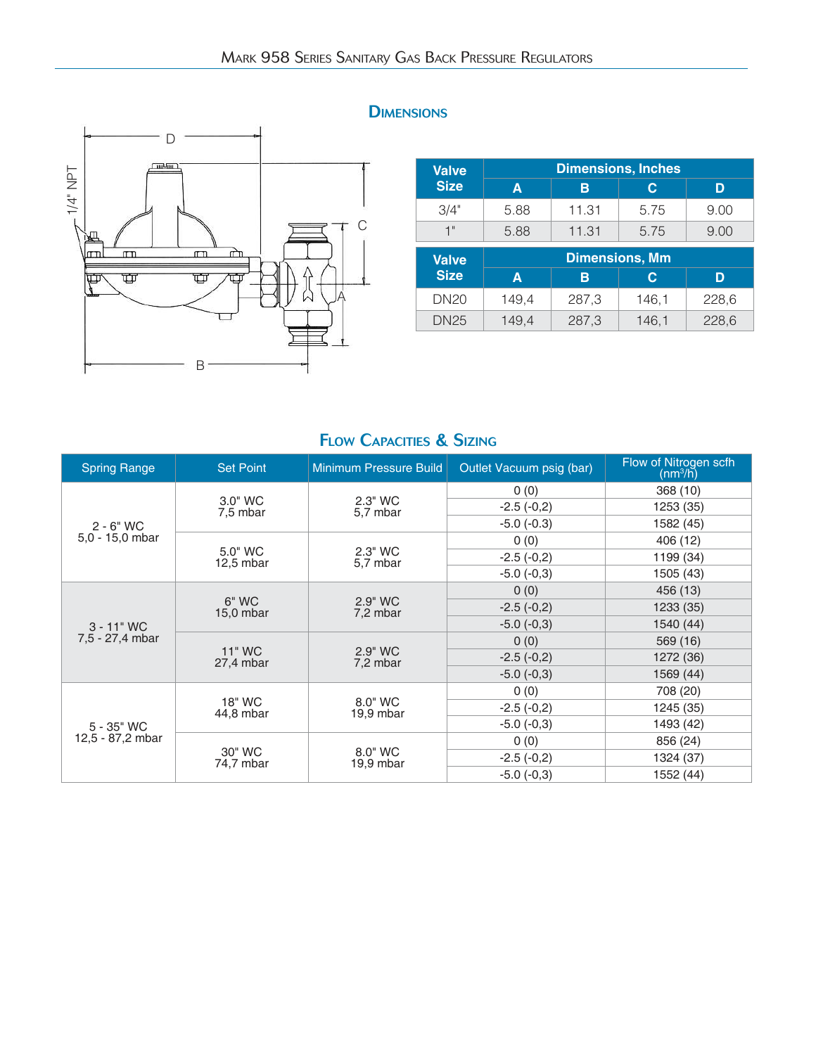## Dimensions

| Valve Size | Dimensions, Inches | | | |
|---|---|---|---|---|
| | A | B | C | D |
| 3/4" | 5.88 | 11.31 | 5.75 | 9.00 |
| 1" | 5.88 | 11.31 | 5.75 | 9.00 |

| Valve Size | Dimensions, Mm | | | |
|---|---|---|---|---|
| | A | B | C | D |
| DN20 | 149,4 | 287,3 | 146,1 | 228,6 |
| DN25 | 149,4 | 287,3 | 146,1 | 228,6 |

## Flow Capacities & Sizing

| Spring Range | Set Point | Minimum Pressure Build | Outlet Vacuum psig (bar) | Flow of Nitrogen scfh ($nm^3/h$) |
|---|---|---|---|---|
| 2 - 6" WC 5,0 - 15,0 mbar | 3.0" WC 7,5 mbar | 2.3" WC 5,7 mbar | 0 (0) | 368 (10) |
| | | | -2.5 (-0,2) | 1253 (35) |
| | | | -5.0 (-0.3) | 1582 (45) |
| | 5.0" WC 12,5 mbar | 2.3" WC 5,7 mbar | 0 (0) | 406 (12) |
| | | | -2.5 (-0,2) | 1199 (34) |
| | | | -5.0 (-0,3) | 1505 (43) |
| 3 - 11" WC 7,5 - 27,4 mbar | 6" WC 15,0 mbar | 2.9" WC 7,2 mbar | 0 (0) | 456 (13) |
| | | | -2.5 (-0,2) | 1233 (35) |
| | | | -5.0 (-0,3) | 1540 (44) |
| | 11" WC 27,4 mbar | 2.9" WC 7,2 mbar | 0 (0) | 569 (16) |
| | | | -2.5 (-0,2) | 1272 (36) |
| | | | -5.0 (-0,3) | 1569 (44) |
| 5 - 35" WC 12,5 - 87,2 mbar | 18" WC 44,8 mbar | 8.0" WC 19,9 mbar | 0 (0) | 708 (20) |
| | | | -2.5 (-0,2) | 1245 (35) |
| | | | -5.0 (-0,3) | 1493 (42) |
| | 30" WC 74,7 mbar | 8.0" WC 19,9 mbar | 0 (0) | 856 (24) |
| | | | -2.5 (-0,2) | 1324 (37) |
| | | | -5.0 (-0,3) | 1552 (44) |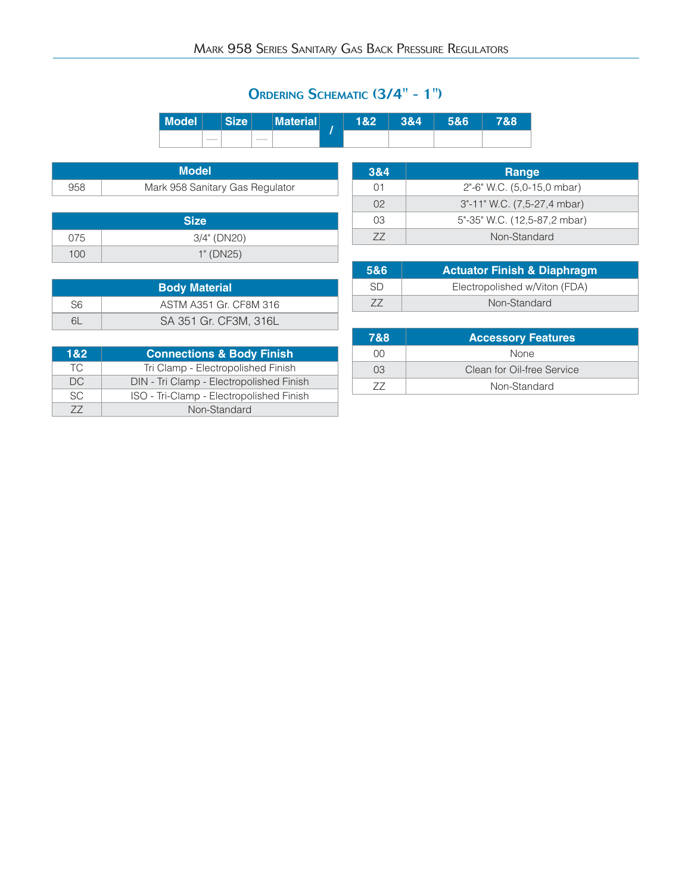## Ordering Schematic (3/4" - 1")

| Model | | Size | | Material | / | 1&2 | 3&4 | 5&6 | 7&8 |
|---|---|---|---|---|---|---|---|---|---|
| | — | | — | | | | | | |

| Model | |
|---|---|
| 958 | Mark 958 Sanitary Gas Regulator |

| Size | |
|---|---|
| 075 | 3/4" (DN20) |
| 100 | 1" (DN25) |

| Body Material | |
|---|---|
| S6 | ASTM A351 Gr. CF8M 316 |
| 6L | SA 351 Gr. CF3M, 316L |

| 1&2 | Connections & Body Finish |
|---|---|
| TC | Tri Clamp - Electropolished Finish |
| DC | DIN - Tri Clamp - Electropolished Finish |
| SC | ISO - Tri-Clamp - Electropolished Finish |
| ZZ | Non-Standard |

| 3&4 | Range |
|---|---|
| 01 | 2"-6" W.C. (5,0-15,0 mbar) |
| 02 | 3"-11" W.C. (7,5-27,4 mbar) |
| 03 | 5"-35" W.C. (12,5-87,2 mbar) |
| ZZ | Non-Standard |

| 5&6 | Actuator Finish & Diaphragm |
|---|---|
| SD | Electropolished w/Viton (FDA) |
| ZZ | Non-Standard |

| 7&8 | Accessory Features |
|---|---|
| 00 | None |
| 03 | Clean for Oil-free Service |
| ZZ | Non-Standard |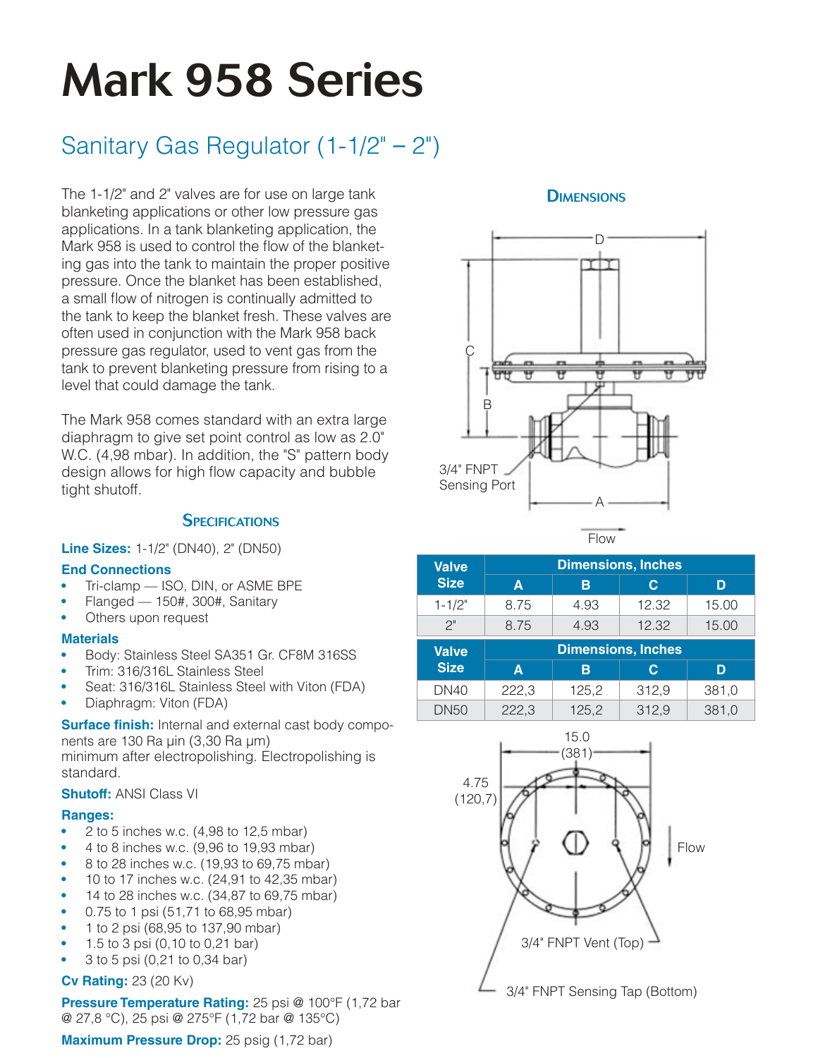# Mark 958 Series

## Sanitary Gas Regulator (1-1/2" – 2")

The 1-1/2" and 2" valves are for use on large tank blanketing applications or other low pressure gas applications. In a tank blanketing application, the Mark 958 is used to control the flow of the blanketing gas into the tank to maintain the proper positive pressure. Once the blanket has been established, a small flow of nitrogen is continually admitted to the tank to keep the blanket fresh. These valves are often used in conjunction with the Mark 958 back pressure gas regulator, used to vent gas from the tank to prevent blanketing pressure from rising to a level that could damage the tank.

The Mark 958 comes standard with an extra large diaphragm to give set point control as low as 2.0" W.C. (4,98 mbar). In addition, the "S" pattern body design allows for high flow capacity and bubble tight shutoff.

### Specifications

**Line Sizes:** 1-1/2" (DN40), 2" (DN50)

**End Connections**

- Tri-clamp — ISO, DIN, or ASME BPE
- Flanged — 150#, 300#, Sanitary
- Others upon request

**Materials**

- Body: Stainless Steel SA351 Gr. CF8M 316SS
- Trim: 316/316L Stainless Steel
- Seat: 316/316L Stainless Steel with Viton (FDA)
- Diaphragm: Viton (FDA)

**Surface finish:** Internal and external cast body components are 130 Ra µin (3,30 Ra µm) minimum after electropolishing. Electropolishing is standard.

**Shutoff:** ANSI Class VI

**Ranges:**

- 2 to 5 inches w.c. (4,98 to 12,5 mbar)
- 4 to 8 inches w.c. (9,96 to 19,93 mbar)
- 8 to 28 inches w.c. (19,93 to 69,75 mbar)
- 10 to 17 inches w.c. (24,91 to 42,35 mbar)
- 14 to 28 inches w.c. (34,87 to 69,75 mbar)
- 0.75 to 1 psi (51,71 to 68,95 mbar)
- 1 to 2 psi (68,95 to 137,90 mbar)
- 1.5 to 3 psi (0,10 to 0,21 bar)
- 3 to 5 psi (0,21 to 0,34 bar)

**Cv Rating:** 23 (20 Kv)

**Pressure Temperature Rating:** 25 psi @ 100°F (1,72 bar @ 27,8 °C), 25 psi @ 275°F (1,72 bar @ 135°C)

**Maximum Pressure Drop:** 25 psig (1,72 bar)

### Dimensions

D

C

B

3/4" FNPT Sensing Port

A

Flow

| Valve Size | Dimensions, Inches | | | |
|---|---|---|---|---|
| | A | B | C | D |
| 1-1/2" | 8.75 | 4.93 | 12.32 | 15.00 |
| 2" | 8.75 | 4.93 | 12.32 | 15.00 |

| Valve Size | Dimensions, Inches | | | |
|---|---|---|---|---|
| | A | B | C | D |
| DN40 | 222,3 | 125,2 | 312,9 | 381,0 |
| DN50 | 222,3 | 125,2 | 312,9 | 381,0 |

15.0 (381)

4.75 (120,7)

Flow

3/4" FNPT Vent (Top)

3/4" FNPT Sensing Tap (Bottom)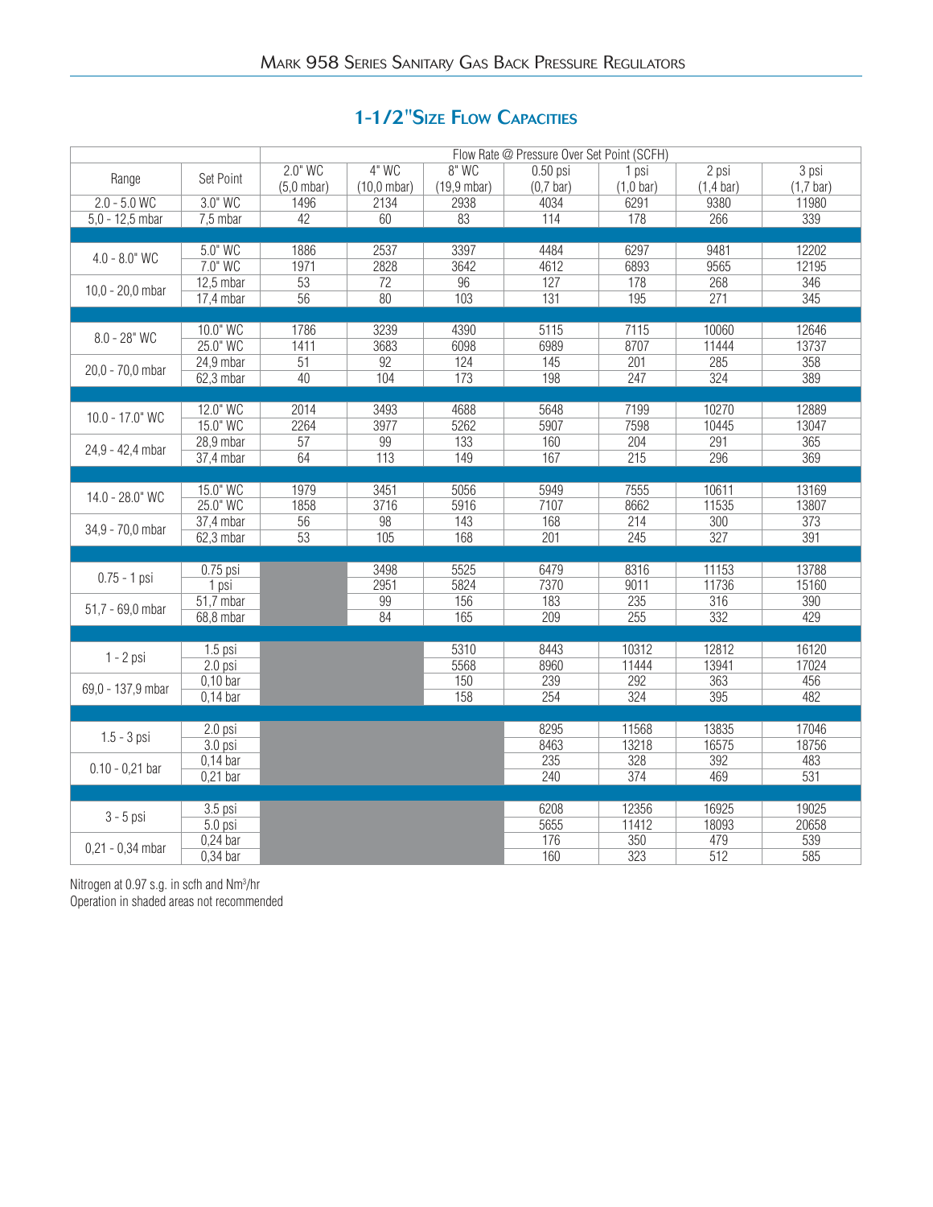## 1-1/2" Size Flow Capacities

| Range | Set Point | Flow Rate @ Pressure Over Set Point (SCFH) | | | | | | |
|---|---|---|---|---|---|---|---|---|
| | | 2.0" WC (5,0 mbar) | 4" WC (10,0 mbar) | 8" WC (19,9 mbar) | 0.50 psi (0,7 bar) | 1 psi (1,0 bar) | 2 psi (1,4 bar) | 3 psi (1,7 bar) |
| 2.0 - 5.0 WC | 3.0" WC | 1496 | 2134 | 2938 | 4034 | 6291 | 9380 | 11980 |
| 5,0 - 12,5 mbar | 7,5 mbar | 42 | 60 | 83 | 114 | 178 | 266 | 339 |
| 4.0 - 8.0" WC | 5.0" WC | 1886 | 2537 | 3397 | 4484 | 6297 | 9481 | 12202 |
| | 7.0" WC | 1971 | 2828 | 3642 | 4612 | 6893 | 9565 | 12195 |
| 10,0 - 20,0 mbar | 12,5 mbar | 53 | 72 | 96 | 127 | 178 | 268 | 346 |
| | 17,4 mbar | 56 | 80 | 103 | 131 | 195 | 271 | 345 |
| 8.0 - 28" WC | 10.0" WC | 1786 | 3239 | 4390 | 5115 | 7115 | 10060 | 12646 |
| | 25.0" WC | 1411 | 3683 | 6098 | 6989 | 8707 | 11444 | 13737 |
| 20,0 - 70,0 mbar | 24,9 mbar | 51 | 92 | 124 | 145 | 201 | 285 | 358 |
| | 62,3 mbar | 40 | 104 | 173 | 198 | 247 | 324 | 389 |
| 10.0 - 17.0" WC | 12.0" WC | 2014 | 3493 | 4688 | 5648 | 7199 | 10270 | 12889 |
| | 15.0" WC | 2264 | 3977 | 5262 | 5907 | 7598 | 10445 | 13047 |
| 24,9 - 42,4 mbar | 28,9 mbar | 57 | 99 | 133 | 160 | 204 | 291 | 365 |
| | 37,4 mbar | 64 | 113 | 149 | 167 | 215 | 296 | 369 |
| 14.0 - 28.0" WC | 15.0" WC | 1979 | 3451 | 5056 | 5949 | 7555 | 10611 | 13169 |
| | 25.0" WC | 1858 | 3716 | 5916 | 7107 | 8662 | 11535 | 13807 |
| 34,9 - 70,0 mbar | 37,4 mbar | 56 | 98 | 143 | 168 | 214 | 300 | 373 |
| | 62,3 mbar | 53 | 105 | 168 | 201 | 245 | 327 | 391 |
| 0.75 - 1 psi | 0.75 psi | | 3498 | 5525 | 6479 | 8316 | 11153 | 13788 |
| | 1 psi | | 2951 | 5824 | 7370 | 9011 | 11736 | 15160 |
| 51,7 - 69,0 mbar | 51,7 mbar | | 99 | 156 | 183 | 235 | 316 | 390 |
| | 68,8 mbar | | 84 | 165 | 209 | 255 | 332 | 429 |
| 1 - 2 psi | 1.5 psi | | | 5310 | 8443 | 10312 | 12812 | 16120 |
| | 2.0 psi | | | 5568 | 8960 | 11444 | 13941 | 17024 |
| 69,0 - 137,9 mbar | 0,10 bar | | | 150 | 239 | 292 | 363 | 456 |
| | 0,14 bar | | | 158 | 254 | 324 | 395 | 482 |
| 1.5 - 3 psi | 2.0 psi | | | | 8295 | 11568 | 13835 | 17046 |
| | 3.0 psi | | | | 8463 | 13218 | 16575 | 18756 |
| 0.10 - 0,21 bar | 0,14 bar | | | | 235 | 328 | 392 | 483 |
| | 0,21 bar | | | | 240 | 374 | 469 | 531 |
| 3 - 5 psi | 3.5 psi | | | | 6208 | 12356 | 16925 | 19025 |
| | 5.0 psi | | | | 5655 | 11412 | 18093 | 20658 |
| 0,21 - 0,34 mbar | 0,24 bar | | | | 176 | 350 | 479 | 539 |
| | 0,34 bar | | | | 160 | 323 | 512 | 585 |

Nitrogen at 0.97 s.g. in scfh and $Nm^3$/hr
Operation in shaded areas not recommended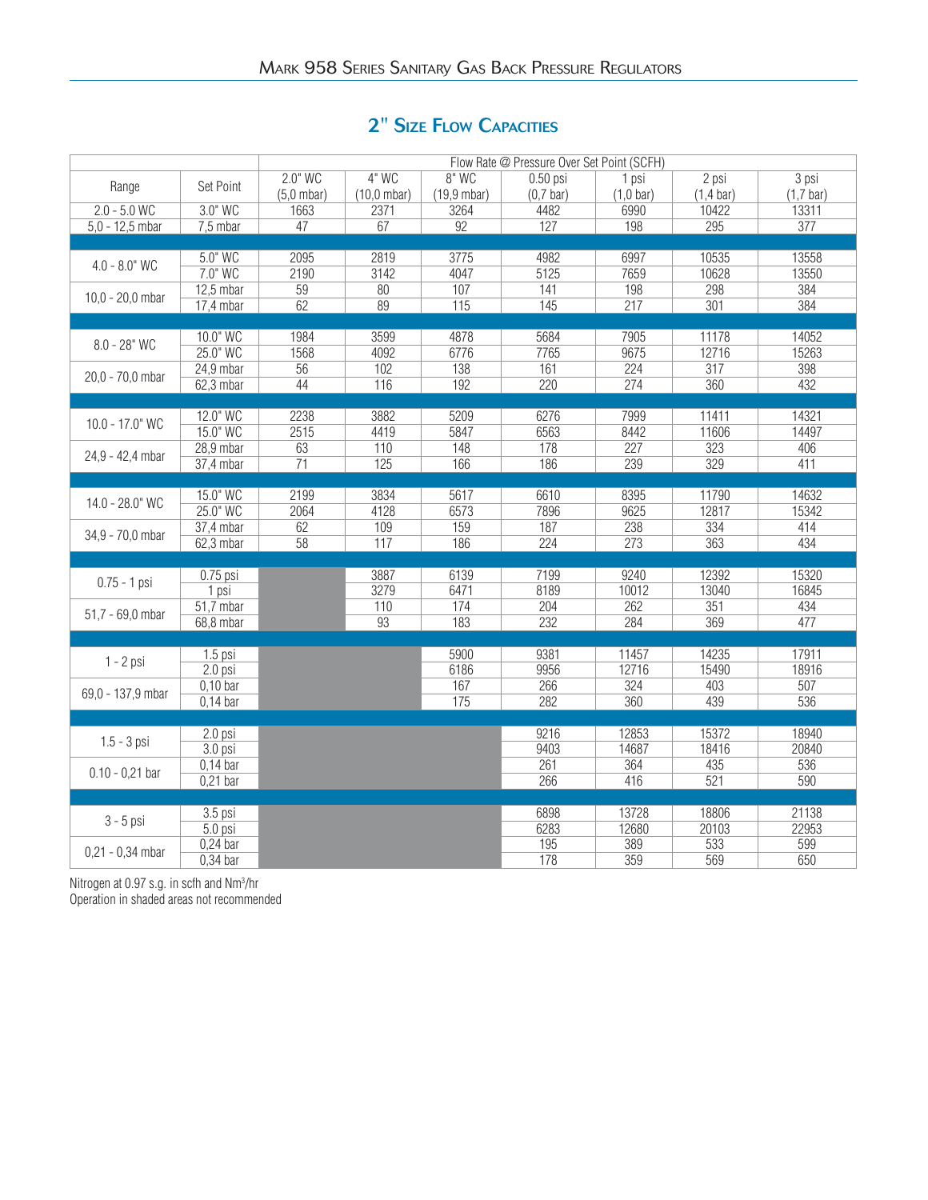## 2" Size Flow Capacities

| Range | Set Point | Flow Rate @ Pressure Over Set Point (SCFH) | | | | | | |
|---|---|---|---|---|---|---|---|---|
| | | 2.0" WC (5,0 mbar) | 4" WC (10,0 mbar) | 8" WC (19,9 mbar) | 0.50 psi (0,7 bar) | 1 psi (1,0 bar) | 2 psi (1,4 bar) | 3 psi (1,7 bar) |
| 2.0 - 5.0 WC | 3.0" WC | 1663 | 2371 | 3264 | 4482 | 6990 | 10422 | 13311 |
| 5,0 - 12,5 mbar | 7,5 mbar | 47 | 67 | 92 | 127 | 198 | 295 | 377 |
| 4.0 - 8.0" WC | 5.0" WC | 2095 | 2819 | 3775 | 4982 | 6997 | 10535 | 13558 |
| | 7.0" WC | 2190 | 3142 | 4047 | 5125 | 7659 | 10628 | 13550 |
| 10,0 - 20,0 mbar | 12,5 mbar | 59 | 80 | 107 | 141 | 198 | 298 | 384 |
| | 17,4 mbar | 62 | 89 | 115 | 145 | 217 | 301 | 384 |
| 8.0 - 28" WC | 10.0" WC | 1984 | 3599 | 4878 | 5684 | 7905 | 11178 | 14052 |
| | 25.0" WC | 1568 | 4092 | 6776 | 7765 | 9675 | 12716 | 15263 |
| 20,0 - 70,0 mbar | 24,9 mbar | 56 | 102 | 138 | 161 | 224 | 317 | 398 |
| | 62,3 mbar | 44 | 116 | 192 | 220 | 274 | 360 | 432 |
| 10.0 - 17.0" WC | 12.0" WC | 2238 | 3882 | 5209 | 6276 | 7999 | 11411 | 14321 |
| | 15.0" WC | 2515 | 4419 | 5847 | 6563 | 8442 | 11606 | 14497 |
| 24,9 - 42,4 mbar | 28,9 mbar | 63 | 110 | 148 | 178 | 227 | 323 | 406 |
| | 37,4 mbar | 71 | 125 | 166 | 186 | 239 | 329 | 411 |
| 14.0 - 28.0" WC | 15.0" WC | 2199 | 3834 | 5617 | 6610 | 8395 | 11790 | 14632 |
| | 25.0" WC | 2064 | 4128 | 6573 | 7896 | 9625 | 12817 | 15342 |
| 34,9 - 70,0 mbar | 37,4 mbar | 62 | 109 | 159 | 187 | 238 | 334 | 414 |
| | 62,3 mbar | 58 | 117 | 186 | 224 | 273 | 363 | 434 |
| 0.75 - 1 psi | 0.75 psi | | 3887 | 6139 | 7199 | 9240 | 12392 | 15320 |
| | 1 psi | | 3279 | 6471 | 8189 | 10012 | 13040 | 16845 |
| 51,7 - 69,0 mbar | 51,7 mbar | | 110 | 174 | 204 | 262 | 351 | 434 |
| | 68,8 mbar | | 93 | 183 | 232 | 284 | 369 | 477 |
| 1 - 2 psi | 1.5 psi | | | 5900 | 9381 | 11457 | 14235 | 17911 |
| | 2.0 psi | | | 6186 | 9956 | 12716 | 15490 | 18916 |
| 69,0 - 137,9 mbar | 0,10 bar | | | 167 | 266 | 324 | 403 | 507 |
| | 0,14 bar | | | 175 | 282 | 360 | 439 | 536 |
| 1.5 - 3 psi | 2.0 psi | | | | 9216 | 12853 | 15372 | 18940 |
| | 3.0 psi | | | | 9403 | 14687 | 18416 | 20840 |
| 0.10 - 0,21 bar | 0,14 bar | | | | 261 | 364 | 435 | 536 |
| | 0,21 bar | | | | 266 | 416 | 521 | 590 |
| 3 - 5 psi | 3.5 psi | | | | 6898 | 13728 | 18806 | 21138 |
| | 5.0 psi | | | | 6283 | 12680 | 20103 | 22953 |
| 0,21 - 0,34 mbar | 0,24 bar | | | | 195 | 389 | 533 | 599 |
| | 0,34 bar | | | | 178 | 359 | 569 | 650 |

Nitrogen at 0.97 s.g. in scfh and Nm³/hr
Operation in shaded areas not recommended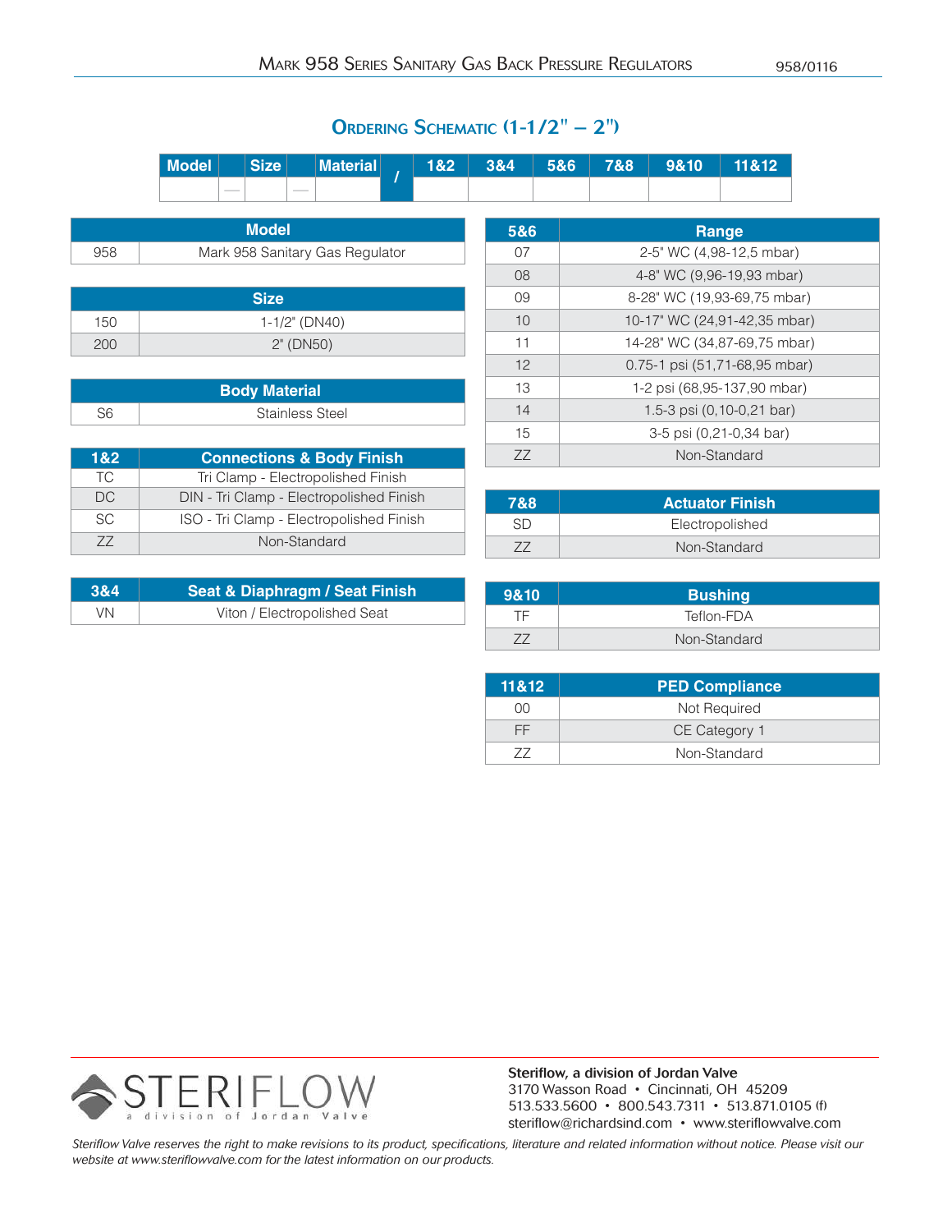## Ordering Schematic (1-1/2" – 2")

| Model | | Size | | Material | / | 1&2 | 3&4 | 5&6 | 7&8 | 9&10 | 11&12 |
|---|---|---|---|---|---|---|---|---|---|---|---|
| | — | | — | | | | | | | | |

| Model | |
|---|---|
| 958 | Mark 958 Sanitary Gas Regulator |

| Size | |
|---|---|
| 150 | 1-1/2" (DN40) |
| 200 | 2" (DN50) |

| Body Material | |
|---|---|
| S6 | Stainless Steel |

| 1&2 | Connections & Body Finish |
|---|---|
| TC | Tri Clamp - Electropolished Finish |
| DC | DIN - Tri Clamp - Electropolished Finish |
| SC | ISO - Tri Clamp - Electropolished Finish |
| ZZ | Non-Standard |

| 3&4 | Seat & Diaphragm / Seat Finish |
|---|---|
| VN | Viton / Electropolished Seat |

| 5&6 | Range |
|---|---|
| 07 | 2-5" WC (4,98-12,5 mbar) |
| 08 | 4-8" WC (9,96-19,93 mbar) |
| 09 | 8-28" WC (19,93-69,75 mbar) |
| 10 | 10-17" WC (24,91-42,35 mbar) |
| 11 | 14-28" WC (34,87-69,75 mbar) |
| 12 | 0.75-1 psi (51,71-68,95 mbar) |
| 13 | 1-2 psi (68,95-137,90 mbar) |
| 14 | 1.5-3 psi (0,10-0,21 bar) |
| 15 | 3-5 psi (0,21-0,34 bar) |
| ZZ | Non-Standard |

| 7&8 | Actuator Finish |
|---|---|
| SD | Electropolished |
| ZZ | Non-Standard |

| 9&10 | Bushing |
|---|---|
| TF | Teflon-FDA |
| ZZ | Non-Standard |

| 11&12 | PED Compliance |
|---|---|
| 00 | Not Required |
| FF | CE Category 1 |
| ZZ | Non-Standard |

STERIFLOW a division of Jordan Valve

**Steriflow, a division of Jordan Valve**
3170 Wasson Road • Cincinnati, OH 45209
513.533.5600 • 800.543.7311 • 513.871.0105 (f)
steriflow@richardsind.com • www.steriflowvalve.com

*Steriflow Valve reserves the right to make revisions to its product, specifications, literature and related information without notice. Please visit our website at www.steriflowvalve.com for the latest information on our products.*